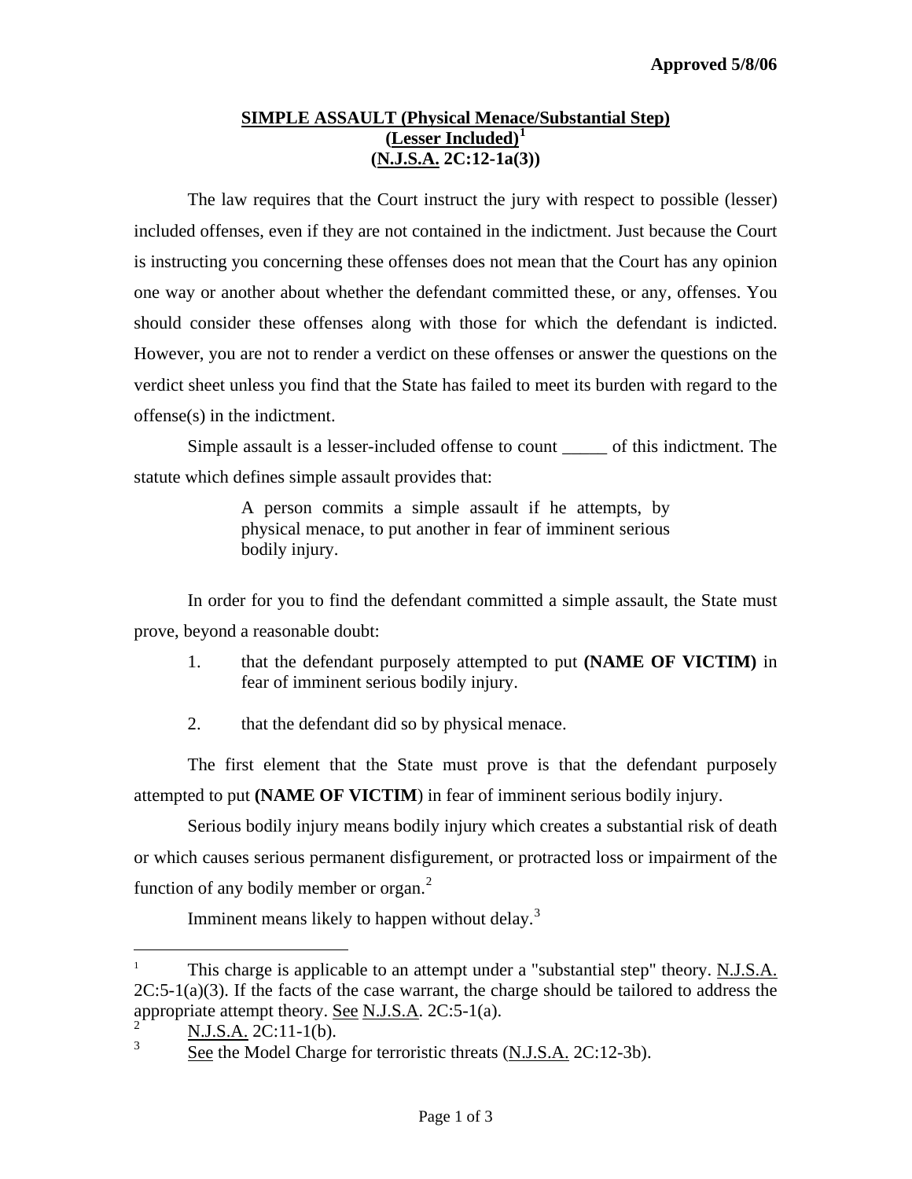Approved 5/8/06

# SIMPLE ASSAULT (Physical Menace/Substantial Step) (Lesser Included)[1] (N.J.S.A. 2C:12-1a(3))

The law requires that the Court instruct the jury with respect to possible (lesser) included offenses, even if they are not contained in the indictment. Just because the Court is instructing you concerning these offenses does not mean that the Court has any opinion one way or another about whether the defendant committed these, or any, offenses. You should consider these offenses along with those for which the defendant is indicted. However, you are not to render a verdict on these offenses or answer the questions on the verdict sheet unless you find that the State has failed to meet its burden with regard to the offense(s) in the indictment.

Simple assault is a lesser-included offense to count _____ of this indictment. The statute which defines simple assault provides that:

> A person commits a simple assault if he attempts, by physical menace, to put another in fear of imminent serious bodily injury.

In order for you to find the defendant committed a simple assault, the State must prove, beyond a reasonable doubt:

1. that the defendant purposely attempted to put **(NAME OF VICTIM)** in fear of imminent serious bodily injury.

2. that the defendant did so by physical menace.

The first element that the State must prove is that the defendant purposely attempted to put **(NAME OF VICTIM**) in fear of imminent serious bodily injury.

Serious bodily injury means bodily injury which creates a substantial risk of death or which causes serious permanent disfigurement, or protracted loss or impairment of the function of any bodily member or organ.[2]

Imminent means likely to happen without delay.[3]

---

[1] This charge is applicable to an attempt under a "substantial step" theory. N.J.S.A. 2C:5-1(a)(3). If the facts of the case warrant, the charge should be tailored to address the appropriate attempt theory. See N.J.S.A. 2C:5-1(a).

[2] N.J.S.A. 2C:11-1(b).

[3] See the Model Charge for terroristic threats (N.J.S.A. 2C:12-3b).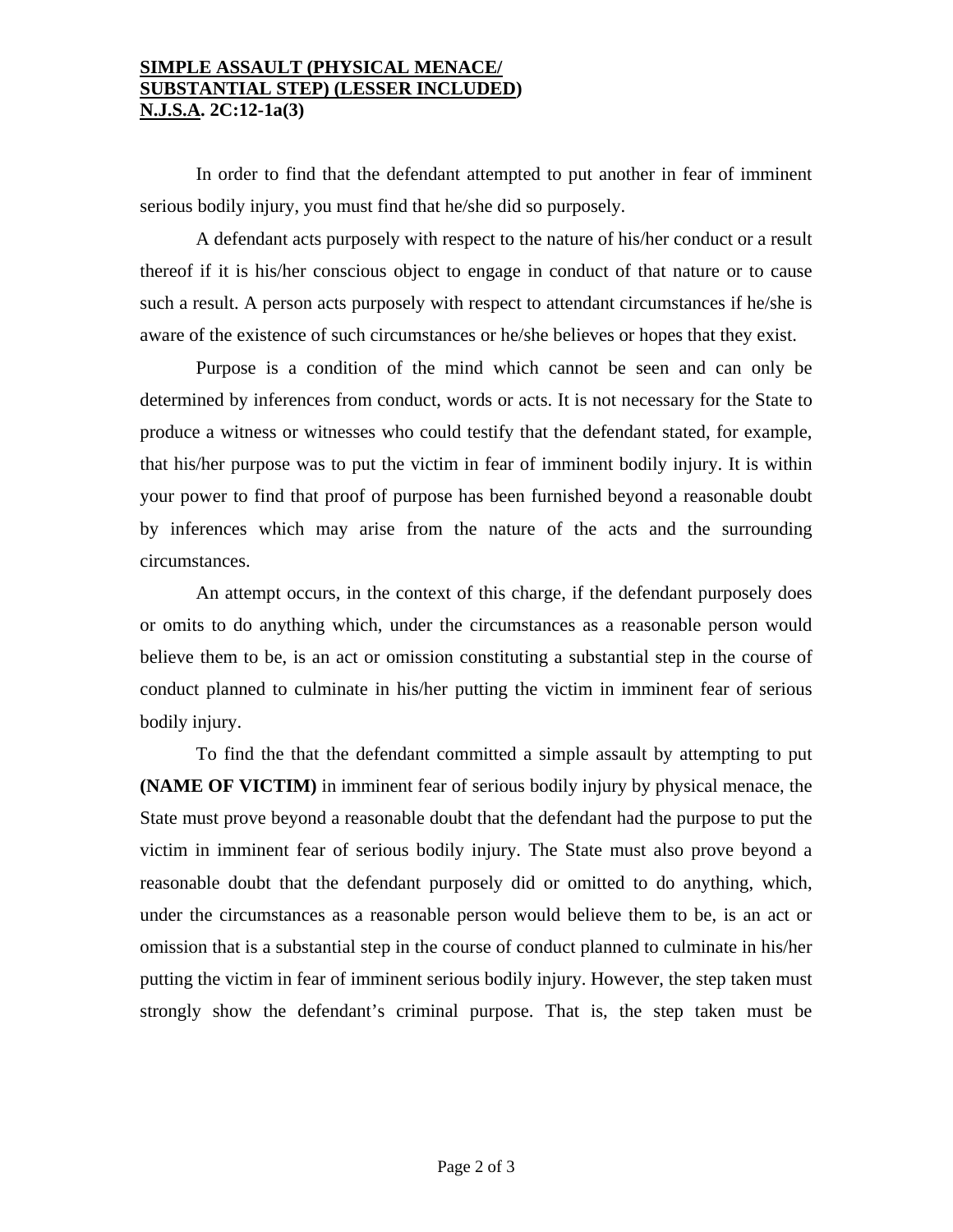**SIMPLE ASSAULT (PHYSICAL MENACE/ SUBSTANTIAL STEP) (LESSER INCLUDED) N.J.S.A. 2C:12-1a(3)**

In order to find that the defendant attempted to put another in fear of imminent serious bodily injury, you must find that he/she did so purposely.

A defendant acts purposely with respect to the nature of his/her conduct or a result thereof if it is his/her conscious object to engage in conduct of that nature or to cause such a result. A person acts purposely with respect to attendant circumstances if he/she is aware of the existence of such circumstances or he/she believes or hopes that they exist.

Purpose is a condition of the mind which cannot be seen and can only be determined by inferences from conduct, words or acts. It is not necessary for the State to produce a witness or witnesses who could testify that the defendant stated, for example, that his/her purpose was to put the victim in fear of imminent bodily injury. It is within your power to find that proof of purpose has been furnished beyond a reasonable doubt by inferences which may arise from the nature of the acts and the surrounding circumstances.

An attempt occurs, in the context of this charge, if the defendant purposely does or omits to do anything which, under the circumstances as a reasonable person would believe them to be, is an act or omission constituting a substantial step in the course of conduct planned to culminate in his/her putting the victim in imminent fear of serious bodily injury.

To find the that the defendant committed a simple assault by attempting to put **(NAME OF VICTIM)** in imminent fear of serious bodily injury by physical menace, the State must prove beyond a reasonable doubt that the defendant had the purpose to put the victim in imminent fear of serious bodily injury. The State must also prove beyond a reasonable doubt that the defendant purposely did or omitted to do anything, which, under the circumstances as a reasonable person would believe them to be, is an act or omission that is a substantial step in the course of conduct planned to culminate in his/her putting the victim in fear of imminent serious bodily injury. However, the step taken must strongly show the defendant's criminal purpose. That is, the step taken must be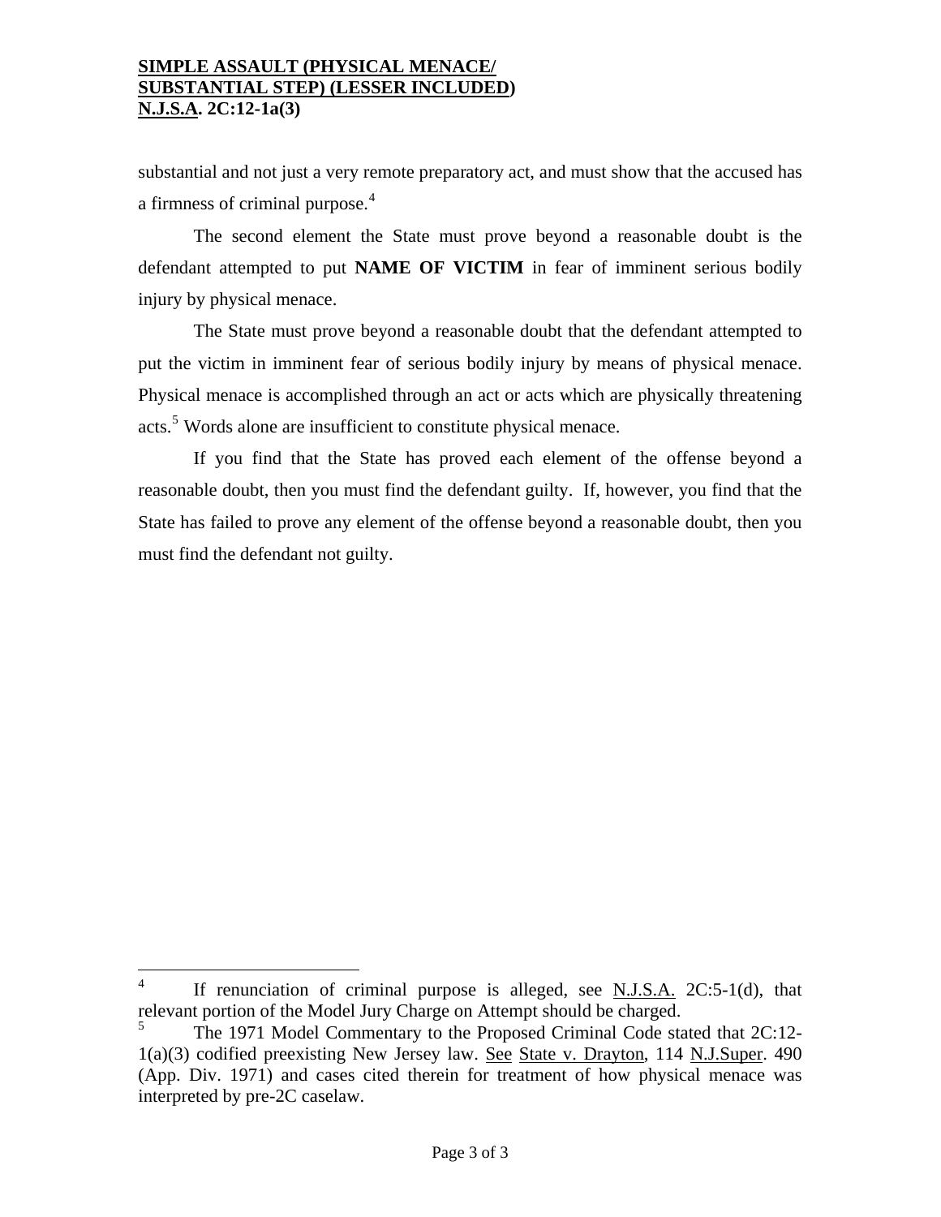substantial and not just a very remote preparatory act, and must show that the accused has a firmness of criminal purpose.[4]

The second element the State must prove beyond a reasonable doubt is the defendant attempted to put **NAME OF VICTIM** in fear of imminent serious bodily injury by physical menace.

The State must prove beyond a reasonable doubt that the defendant attempted to put the victim in imminent fear of serious bodily injury by means of physical menace. Physical menace is accomplished through an act or acts which are physically threatening acts.[5] Words alone are insufficient to constitute physical menace.

If you find that the State has proved each element of the offense beyond a reasonable doubt, then you must find the defendant guilty. If, however, you find that the State has failed to prove any element of the offense beyond a reasonable doubt, then you must find the defendant not guilty.

---

[4] If renunciation of criminal purpose is alleged, see N.J.S.A. 2C:5-1(d), that relevant portion of the Model Jury Charge on Attempt should be charged.

[5] The 1971 Model Commentary to the Proposed Criminal Code stated that 2C:12-1(a)(3) codified preexisting New Jersey law. See State v. Drayton, 114 N.J.Super. 490 (App. Div. 1971) and cases cited therein for treatment of how physical menace was interpreted by pre-2C caselaw.